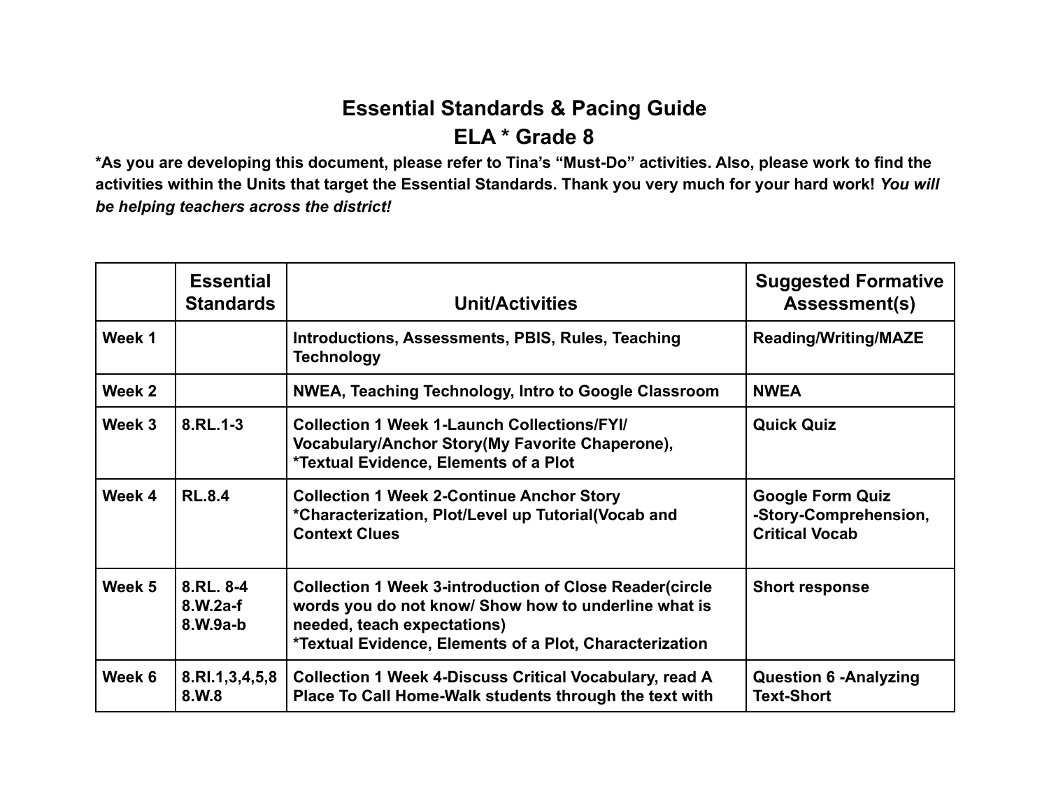# Essential Standards & Pacing Guide

# ELA * Grade 8

**\*As you are developing this document, please refer to Tina's "Must-Do" activities. Also, please work to find the activities within the Units that target the Essential Standards. Thank you very much for your hard work!** ***You will be helping teachers across the district!***

| | Essential Standards | Unit/Activities | Suggested Formative Assessment(s) |
|---|---|---|---|
| **Week 1** | | **Introductions, Assessments, PBIS, Rules, Teaching Technology** | **Reading/Writing/MAZE** |
| **Week 2** | | **NWEA, Teaching Technology, Intro to Google Classroom** | **NWEA** |
| **Week 3** | **8.RL.1-3** | **Collection 1 Week 1-Launch Collections/FYI/ Vocabulary/Anchor Story(My Favorite Chaperone), \*Textual Evidence, Elements of a Plot** | **Quick Quiz** |
| **Week 4** | **RL.8.4** | **Collection 1 Week 2-Continue Anchor Story \*Characterization, Plot/Level up Tutorial(Vocab and Context Clues** | **Google Form Quiz -Story-Comprehension, Critical Vocab** |
| **Week 5** | **8.RL. 8-4<br>8.W.2a-f<br>8.W.9a-b** | **Collection 1 Week 3-introduction of Close Reader(circle words you do not know/ Show how to underline what is needed, teach expectations)<br>\*Textual Evidence, Elements of a Plot, Characterization** | **Short response** |
| **Week 6** | **8.RI.1,3,4,5,8<br>8.W.8** | **Collection 1 Week 4-Discuss Critical Vocabulary, read A Place To Call Home-Walk students through the text with** | **Question 6 -Analyzing Text-Short** |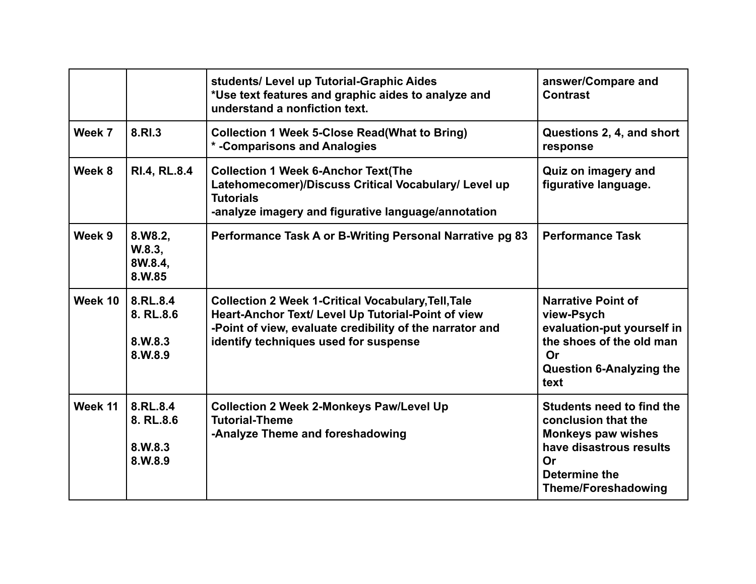| | | | |
|---|---|---|---|
| | | **students/ Level up Tutorial-Graphic Aides**<br>**\*Use text features and graphic aides to analyze and understand a nonfiction text.** | **answer/Compare and Contrast** |
| **Week 7** | **8.RI.3** | **Collection 1 Week 5-Close Read(What to Bring)**<br>**\* -Comparisons and Analogies** | **Questions 2, 4, and short response** |
| **Week 8** | **RI.4, RL.8.4** | **Collection 1 Week 6-Anchor Text(The Latehomecomer)/Discuss Critical Vocabulary/ Level up Tutorials**<br>**-analyze imagery and figurative language/annotation** | **Quiz on imagery and figurative language.** |
| **Week 9** | **8.W8.2, W.8.3, 8W.8.4, 8.W.85** | **Performance Task A or B-Writing Personal Narrative pg 83** | **Performance Task** |
| **Week 10** | **8.RL.8.4**<br>**8. RL.8.6**<br><br>**8.W.8.3**<br>**8.W.8.9** | **Collection 2 Week 1-Critical Vocabulary,Tell,Tale Heart-Anchor Text/ Level Up Tutorial-Point of view**<br>**-Point of view, evaluate credibility of the narrator and identify techniques used for suspense** | **Narrative Point of view-Psych evaluation-put yourself in the shoes of the old man**<br>**Or**<br>**Question 6-Analyzing the text** |
| **Week 11** | **8.RL.8.4**<br>**8. RL.8.6**<br><br>**8.W.8.3**<br>**8.W.8.9** | **Collection 2 Week 2-Monkeys Paw/Level Up Tutorial-Theme**<br>**-Analyze Theme and foreshadowing** | **Students need to find the conclusion that the Monkeys paw wishes have disastrous results**<br>**Or**<br>**Determine the Theme/Foreshadowing** |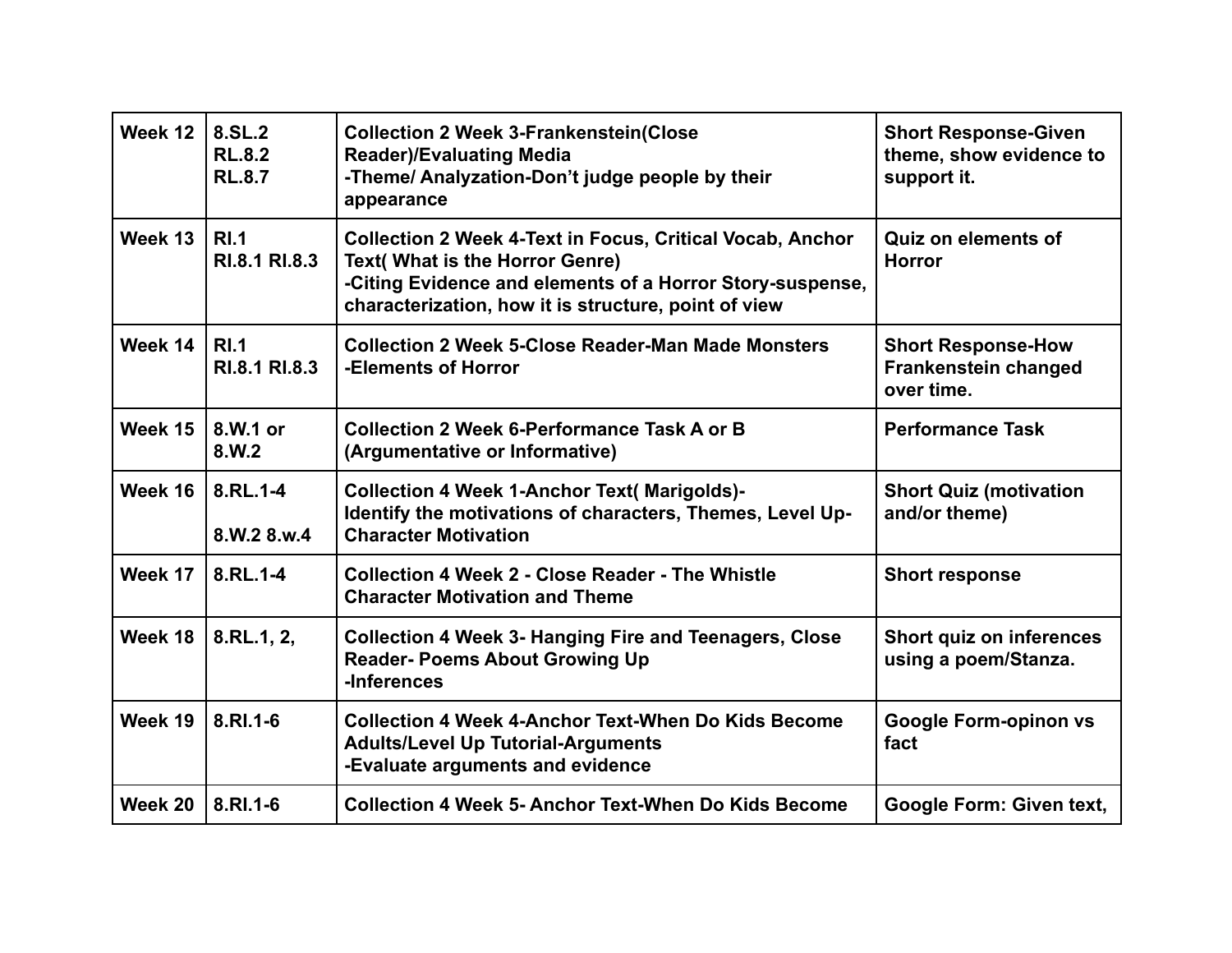| Week 12 | 8.SL.2<br>RL.8.2<br>RL.8.7 | Collection 2 Week 3-Frankenstein(Close Reader)/Evaluating Media<br>-Theme/ Analyzation-Don't judge people by their appearance | Short Response-Given theme, show evidence to support it. |
|---|---|---|---|
| Week 13 | RI.1<br>RI.8.1 RI.8.3 | Collection 2 Week 4-Text in Focus, Critical Vocab, Anchor Text( What is the Horror Genre)<br>-Citing Evidence and elements of a Horror Story-suspense, characterization, how it is structure, point of view | Quiz on elements of Horror |
| Week 14 | RI.1<br>RI.8.1 RI.8.3 | Collection 2 Week 5-Close Reader-Man Made Monsters<br>-Elements of Horror | Short Response-How Frankenstein changed over time. |
| Week 15 | 8.W.1 or 8.W.2 | Collection 2 Week 6-Performance Task A or B (Argumentative or Informative) | Performance Task |
| Week 16 | 8.RL.1-4<br><br>8.W.2 8.w.4 | Collection 4 Week 1-Anchor Text( Marigolds)-<br>Identify the motivations of characters, Themes, Level Up-Character Motivation | Short Quiz (motivation and/or theme) |
| Week 17 | 8.RL.1-4 | Collection 4 Week 2 - Close Reader - The Whistle<br>Character Motivation and Theme | Short response |
| Week 18 | 8.RL.1, 2, | Collection 4 Week 3- Hanging Fire and Teenagers, Close Reader- Poems About Growing Up<br>-Inferences | Short quiz on inferences using a poem/Stanza. |
| Week 19 | 8.RI.1-6 | Collection 4 Week 4-Anchor Text-When Do Kids Become Adults/Level Up Tutorial-Arguments<br>-Evaluate arguments and evidence | Google Form-opinon vs fact |
| Week 20 | 8.RI.1-6 | Collection 4 Week 5- Anchor Text-When Do Kids Become | Google Form: Given text, |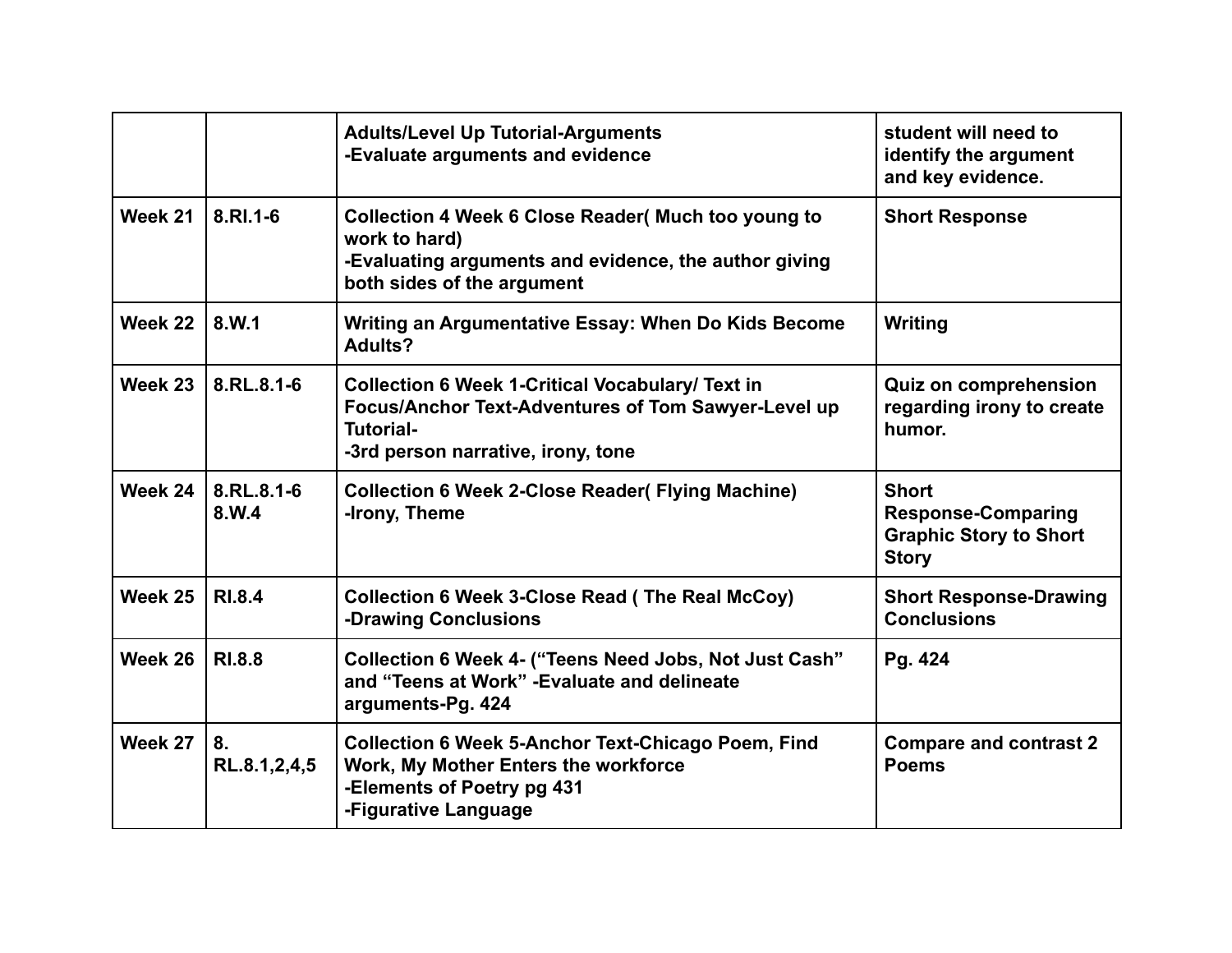| | | | |
|---|---|---|---|
| | | **Adults/Level Up Tutorial-Arguments**<br>**-Evaluate arguments and evidence** | **student will need to identify the argument and key evidence.** |
| **Week 21** | **8.RI.1-6** | **Collection 4 Week 6 Close Reader( Much too young to work to hard)**<br>**-Evaluating arguments and evidence, the author giving both sides of the argument** | **Short Response** |
| **Week 22** | **8.W.1** | **Writing an Argumentative Essay: When Do Kids Become Adults?** | **Writing** |
| **Week 23** | **8.RL.8.1-6** | **Collection 6 Week 1-Critical Vocabulary/ Text in Focus/Anchor Text-Adventures of Tom Sawyer-Level up Tutorial-**<br>**-3rd person narrative, irony, tone** | **Quiz on comprehension regarding irony to create humor.** |
| **Week 24** | **8.RL.8.1-6**<br>**8.W.4** | **Collection 6 Week 2-Close Reader( Flying Machine)**<br>**-Irony, Theme** | **Short Response-Comparing Graphic Story to Short Story** |
| **Week 25** | **RI.8.4** | **Collection 6 Week 3-Close Read ( The Real McCoy)**<br>**-Drawing Conclusions** | **Short Response-Drawing Conclusions** |
| **Week 26** | **RI.8.8** | **Collection 6 Week 4- ("Teens Need Jobs, Not Just Cash" and "Teens at Work" -Evaluate and delineate arguments-Pg. 424** | **Pg. 424** |
| **Week 27** | **8. RL.8.1,2,4,5** | **Collection 6 Week 5-Anchor Text-Chicago Poem, Find Work, My Mother Enters the workforce**<br>**-Elements of Poetry pg 431**<br>**-Figurative Language** | **Compare and contrast 2 Poems** |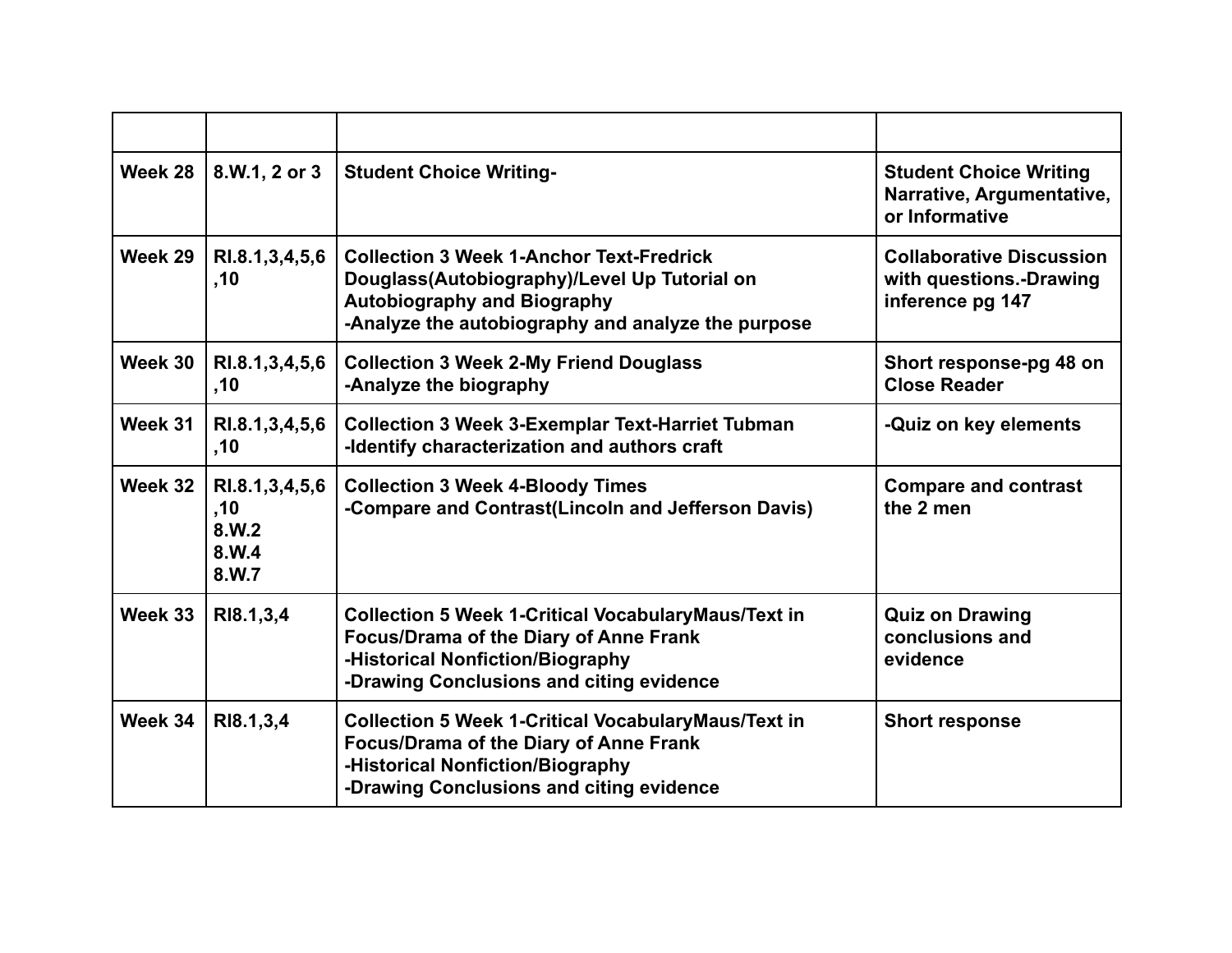| | | | |
|---|---|---|---|
| **Week 28** | **8.W.1, 2 or 3** | **Student Choice Writing-** | **Student Choice Writing Narrative, Argumentative, or Informative** |
| **Week 29** | **RI.8.1,3,4,5,6,10** | **Collection 3 Week 1-Anchor Text-Fredrick Douglass(Autobiography)/Level Up Tutorial on Autobiography and Biography**<br>**-Analyze the autobiography and analyze the purpose** | **Collaborative Discussion with questions.-Drawing inference pg 147** |
| **Week 30** | **RI.8.1,3,4,5,6,10** | **Collection 3 Week 2-My Friend Douglass**<br>**-Analyze the biography** | **Short response-pg 48 on Close Reader** |
| **Week 31** | **RI.8.1,3,4,5,6,10** | **Collection 3 Week 3-Exemplar Text-Harriet Tubman**<br>**-Identify characterization and authors craft** | **-Quiz on key elements** |
| **Week 32** | **RI.8.1,3,4,5,6,10**<br>**8.W.2**<br>**8.W.4**<br>**8.W.7** | **Collection 3 Week 4-Bloody Times**<br>**-Compare and Contrast(Lincoln and Jefferson Davis)** | **Compare and contrast the 2 men** |
| **Week 33** | **RI8.1,3,4** | **Collection 5 Week 1-Critical VocabularyMaus/Text in Focus/Drama of the Diary of Anne Frank**<br>**-Historical Nonfiction/Biography**<br>**-Drawing Conclusions and citing evidence** | **Quiz on Drawing conclusions and evidence** |
| **Week 34** | **RI8.1,3,4** | **Collection 5 Week 1-Critical VocabularyMaus/Text in Focus/Drama of the Diary of Anne Frank**<br>**-Historical Nonfiction/Biography**<br>**-Drawing Conclusions and citing evidence** | **Short response** |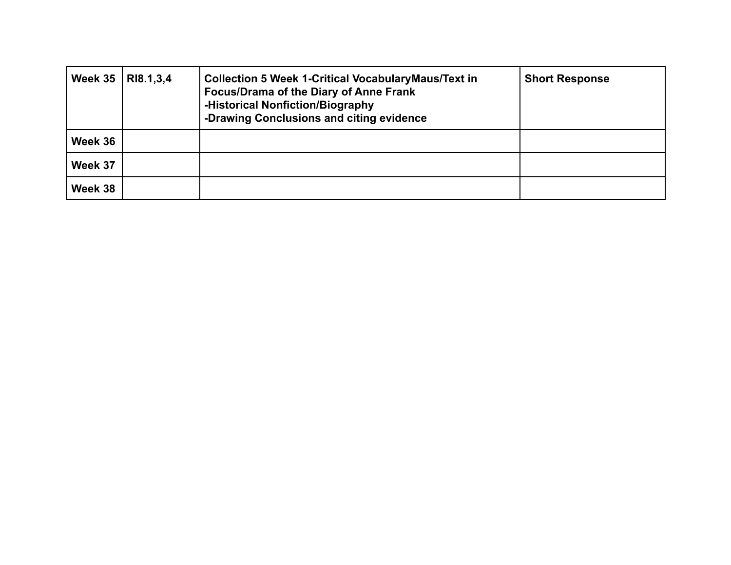| | | | |
|---|---|---|---|
| **Week 35** | **RI8.1,3,4** | **Collection 5 Week 1-Critical VocabularyMaus/Text in Focus/Drama of the Diary of Anne Frank**<br>**-Historical Nonfiction/Biography**<br>**-Drawing Conclusions and citing evidence** | **Short Response** |
| **Week 36** | | | |
| **Week 37** | | | |
| **Week 38** | | | |